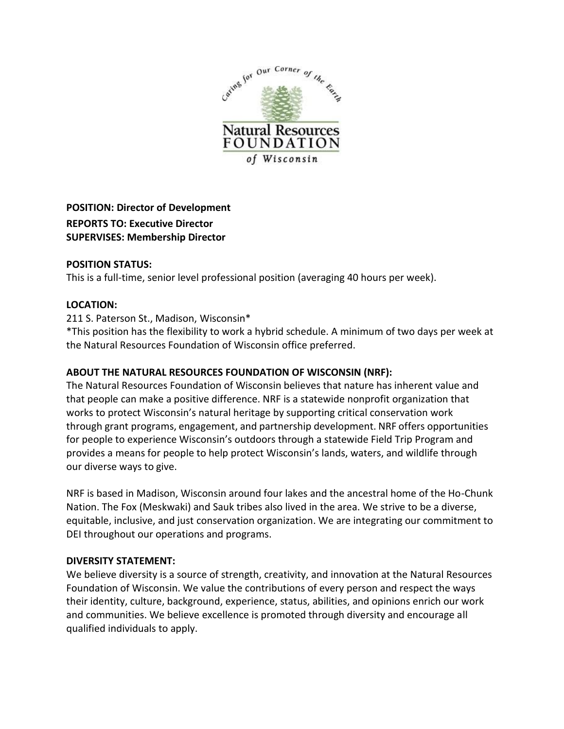**POSITION: Director of Development**
**REPORTS TO: Executive Director**
**SUPERVISES: Membership Director**

**POSITION STATUS:**
This is a full-time, senior level professional position (averaging 40 hours per week).

**LOCATION:**
211 S. Paterson St., Madison, Wisconsin*
*This position has the flexibility to work a hybrid schedule. A minimum of two days per week at the Natural Resources Foundation of Wisconsin office preferred.

**ABOUT THE NATURAL RESOURCES FOUNDATION OF WISCONSIN (NRF):**
The Natural Resources Foundation of Wisconsin believes that nature has inherent value and that people can make a positive difference. NRF is a statewide nonprofit organization that works to protect Wisconsin's natural heritage by supporting critical conservation work through grant programs, engagement, and partnership development. NRF offers opportunities for people to experience Wisconsin's outdoors through a statewide Field Trip Program and provides a means for people to help protect Wisconsin's lands, waters, and wildlife through our diverse ways to give.

NRF is based in Madison, Wisconsin around four lakes and the ancestral home of the Ho-Chunk Nation. The Fox (Meskwaki) and Sauk tribes also lived in the area. We strive to be a diverse, equitable, inclusive, and just conservation organization. We are integrating our commitment to DEI throughout our operations and programs.

**DIVERSITY STATEMENT:**
We believe diversity is a source of strength, creativity, and innovation at the Natural Resources Foundation of Wisconsin. We value the contributions of every person and respect the ways their identity, culture, background, experience, status, abilities, and opinions enrich our work and communities. We believe excellence is promoted through diversity and encourage all qualified individuals to apply.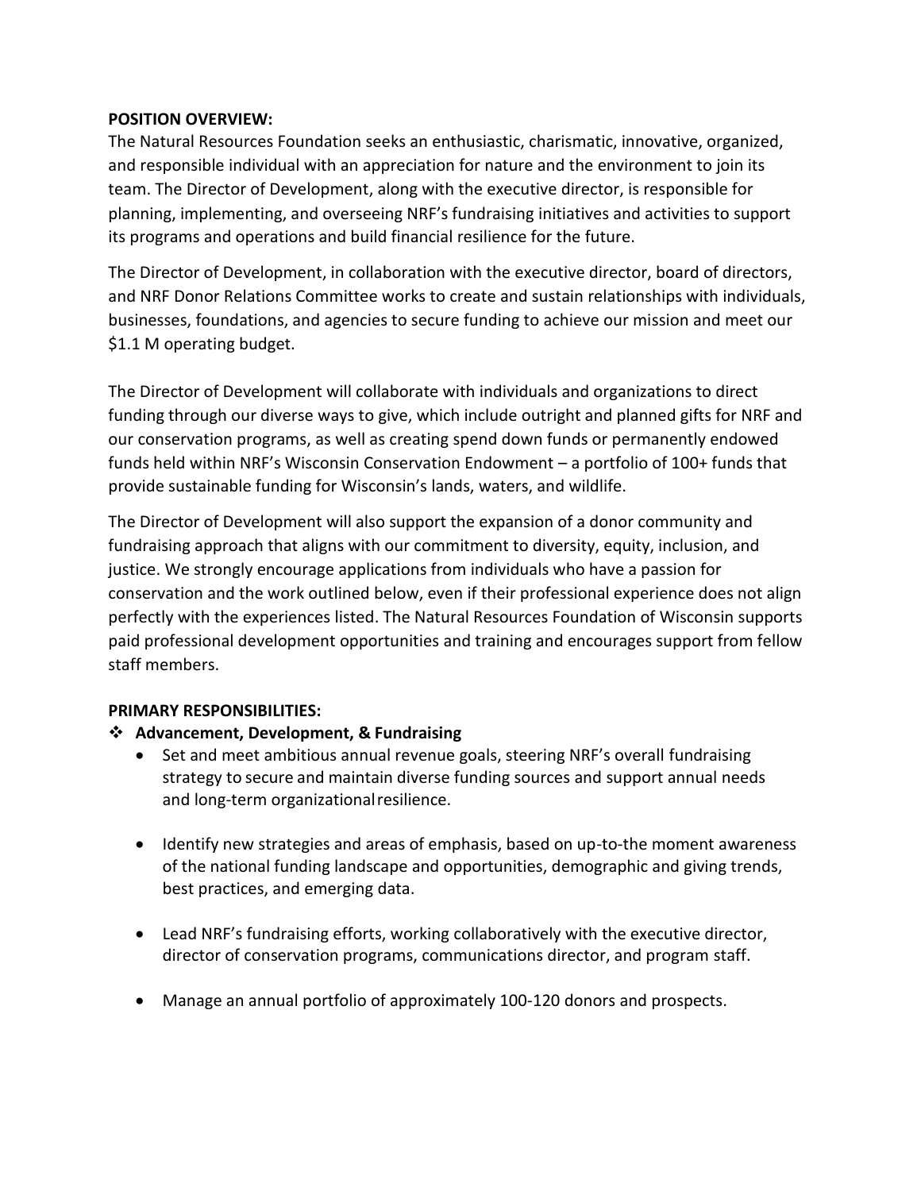**POSITION OVERVIEW:**

The Natural Resources Foundation seeks an enthusiastic, charismatic, innovative, organized, and responsible individual with an appreciation for nature and the environment to join its team. The Director of Development, along with the executive director, is responsible for planning, implementing, and overseeing NRF's fundraising initiatives and activities to support its programs and operations and build financial resilience for the future.

The Director of Development, in collaboration with the executive director, board of directors, and NRF Donor Relations Committee works to create and sustain relationships with individuals, businesses, foundations, and agencies to secure funding to achieve our mission and meet our \$1.1 M operating budget.

The Director of Development will collaborate with individuals and organizations to direct funding through our diverse ways to give, which include outright and planned gifts for NRF and our conservation programs, as well as creating spend down funds or permanently endowed funds held within NRF's Wisconsin Conservation Endowment – a portfolio of 100+ funds that provide sustainable funding for Wisconsin's lands, waters, and wildlife.

The Director of Development will also support the expansion of a donor community and fundraising approach that aligns with our commitment to diversity, equity, inclusion, and justice. We strongly encourage applications from individuals who have a passion for conservation and the work outlined below, even if their professional experience does not align perfectly with the experiences listed. The Natural Resources Foundation of Wisconsin supports paid professional development opportunities and training and encourages support from fellow staff members.

**PRIMARY RESPONSIBILITIES:**

- **Advancement, Development, & Fundraising**
  - Set and meet ambitious annual revenue goals, steering NRF's overall fundraising strategy to secure and maintain diverse funding sources and support annual needs and long-term organizational resilience.
  - Identify new strategies and areas of emphasis, based on up-to-the moment awareness of the national funding landscape and opportunities, demographic and giving trends, best practices, and emerging data.
  - Lead NRF's fundraising efforts, working collaboratively with the executive director, director of conservation programs, communications director, and program staff.
  - Manage an annual portfolio of approximately 100-120 donors and prospects.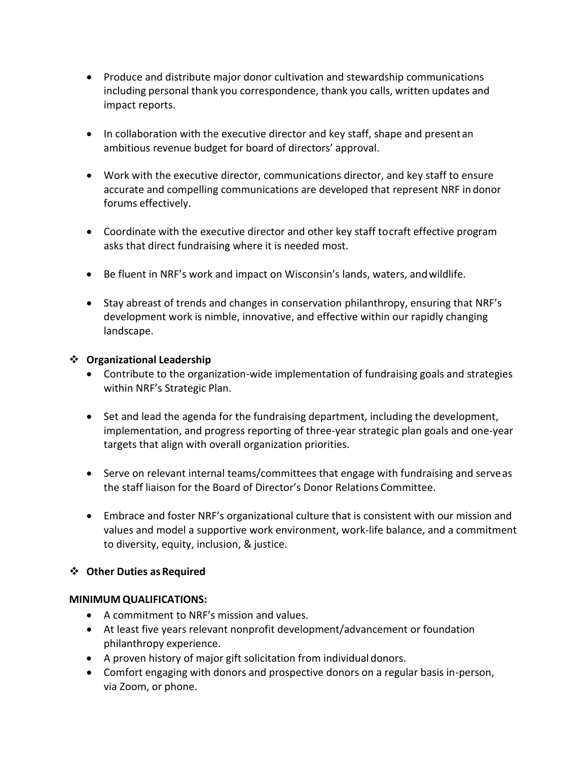- Produce and distribute major donor cultivation and stewardship communications including personal thank you correspondence, thank you calls, written updates and impact reports.

- In collaboration with the executive director and key staff, shape and present an ambitious revenue budget for board of directors' approval.

- Work with the executive director, communications director, and key staff to ensure accurate and compelling communications are developed that represent NRF in donor forums effectively.

- Coordinate with the executive director and other key staff to craft effective program asks that direct fundraising where it is needed most.

- Be fluent in NRF's work and impact on Wisconsin's lands, waters, and wildlife.

- Stay abreast of trends and changes in conservation philanthropy, ensuring that NRF's development work is nimble, innovative, and effective within our rapidly changing landscape.

❖ **Organizational Leadership**

- Contribute to the organization-wide implementation of fundraising goals and strategies within NRF's Strategic Plan.

- Set and lead the agenda for the fundraising department, including the development, implementation, and progress reporting of three-year strategic plan goals and one-year targets that align with overall organization priorities.

- Serve on relevant internal teams/committees that engage with fundraising and serve as the staff liaison for the Board of Director's Donor Relations Committee.

- Embrace and foster NRF's organizational culture that is consistent with our mission and values and model a supportive work environment, work-life balance, and a commitment to diversity, equity, inclusion, & justice.

❖ **Other Duties as Required**

**MINIMUM QUALIFICATIONS:**

- A commitment to NRF's mission and values.
- At least five years relevant nonprofit development/advancement or foundation philanthropy experience.
- A proven history of major gift solicitation from individual donors.
- Comfort engaging with donors and prospective donors on a regular basis in-person, via Zoom, or phone.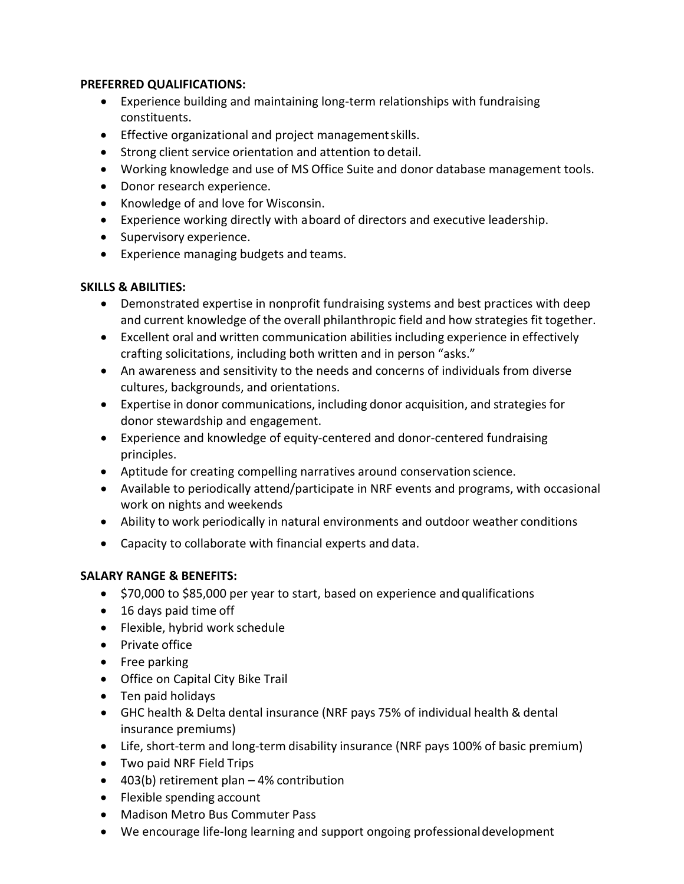**PREFERRED QUALIFICATIONS:**

- Experience building and maintaining long-term relationships with fundraising constituents.
- Effective organizational and project management skills.
- Strong client service orientation and attention to detail.
- Working knowledge and use of MS Office Suite and donor database management tools.
- Donor research experience.
- Knowledge of and love for Wisconsin.
- Experience working directly with a board of directors and executive leadership.
- Supervisory experience.
- Experience managing budgets and teams.

**SKILLS & ABILITIES:**

- Demonstrated expertise in nonprofit fundraising systems and best practices with deep and current knowledge of the overall philanthropic field and how strategies fit together.
- Excellent oral and written communication abilities including experience in effectively crafting solicitations, including both written and in person "asks."
- An awareness and sensitivity to the needs and concerns of individuals from diverse cultures, backgrounds, and orientations.
- Expertise in donor communications, including donor acquisition, and strategies for donor stewardship and engagement.
- Experience and knowledge of equity-centered and donor-centered fundraising principles.
- Aptitude for creating compelling narratives around conservation science.
- Available to periodically attend/participate in NRF events and programs, with occasional work on nights and weekends
- Ability to work periodically in natural environments and outdoor weather conditions
- Capacity to collaborate with financial experts and data.

**SALARY RANGE & BENEFITS:**

- $70,000 to $85,000 per year to start, based on experience and qualifications
- 16 days paid time off
- Flexible, hybrid work schedule
- Private office
- Free parking
- Office on Capital City Bike Trail
- Ten paid holidays
- GHC health & Delta dental insurance (NRF pays 75% of individual health & dental insurance premiums)
- Life, short-term and long-term disability insurance (NRF pays 100% of basic premium)
- Two paid NRF Field Trips
- 403(b) retirement plan – 4% contribution
- Flexible spending account
- Madison Metro Bus Commuter Pass
- We encourage life-long learning and support ongoing professional development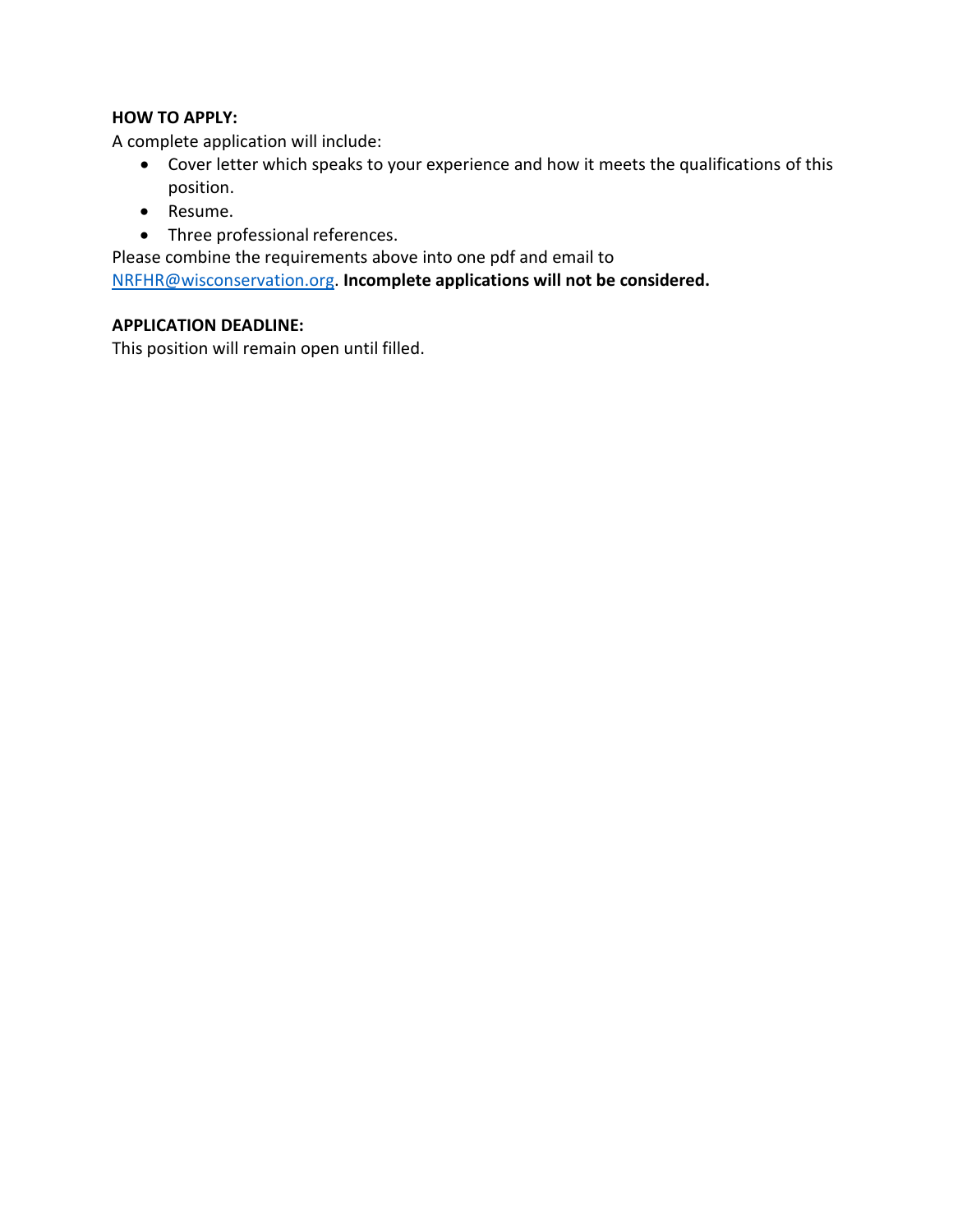**HOW TO APPLY:**

A complete application will include:

- Cover letter which speaks to your experience and how it meets the qualifications of this position.
- Resume.
- Three professional references.

Please combine the requirements above into one pdf and email to NRFHR@wisconservation.org. **Incomplete applications will not be considered.**

**APPLICATION DEADLINE:**

This position will remain open until filled.